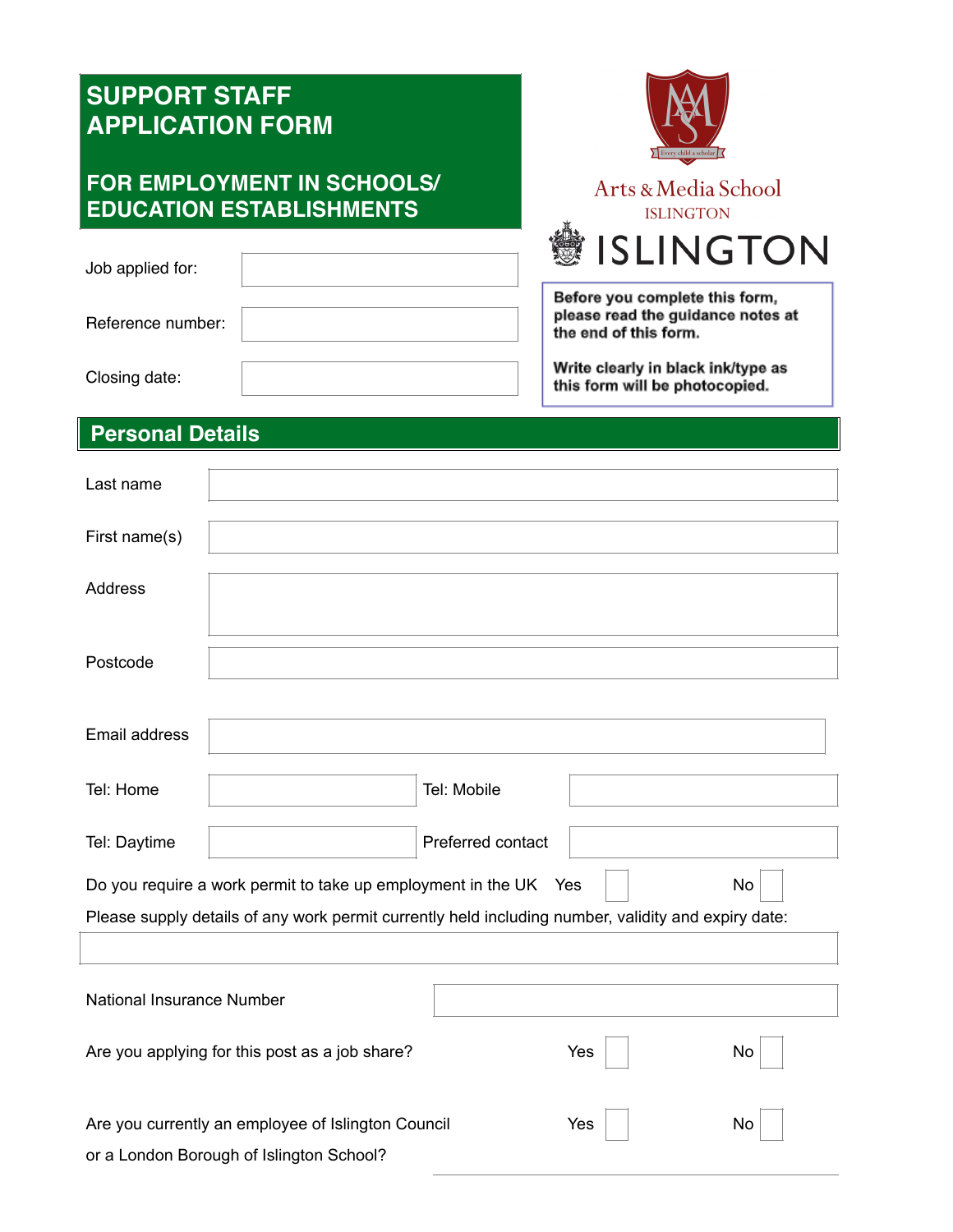# SUPPORT STAFF APPLICATION FORM

## FOR EMPLOYMENT IN SCHOOLS/ EDUCATION ESTABLISHMENTS

Arts & Media School
ISLINGTON

ISLINGTON

**Before you complete this form, please read the guidance notes at the end of this form.**

**Write clearly in black ink/type as this form will be photocopied.**

| | |
|---|---|
| Job applied for: | |
| Reference number: | |
| Closing date: | |

## Personal Details

| | | | |
|---|---|---|---|
| Last name | | | |
| First name(s) | | | |
| Address | | | |
| Postcode | | | |
| Email address | | | |
| Tel: Home | | Tel: Mobile | |
| Tel: Daytime | | Preferred contact | |

Do you require a work permit to take up employment in the UK Yes ☐ No ☐

Please supply details of any work permit currently held including number, validity and expiry date:

| |
|---|
| |

| | |
|---|---|
| National Insurance Number | |

Are you applying for this post as a job share? Yes ☐ No ☐

Are you currently an employee of Islington Council or a London Borough of Islington School? Yes ☐ No ☐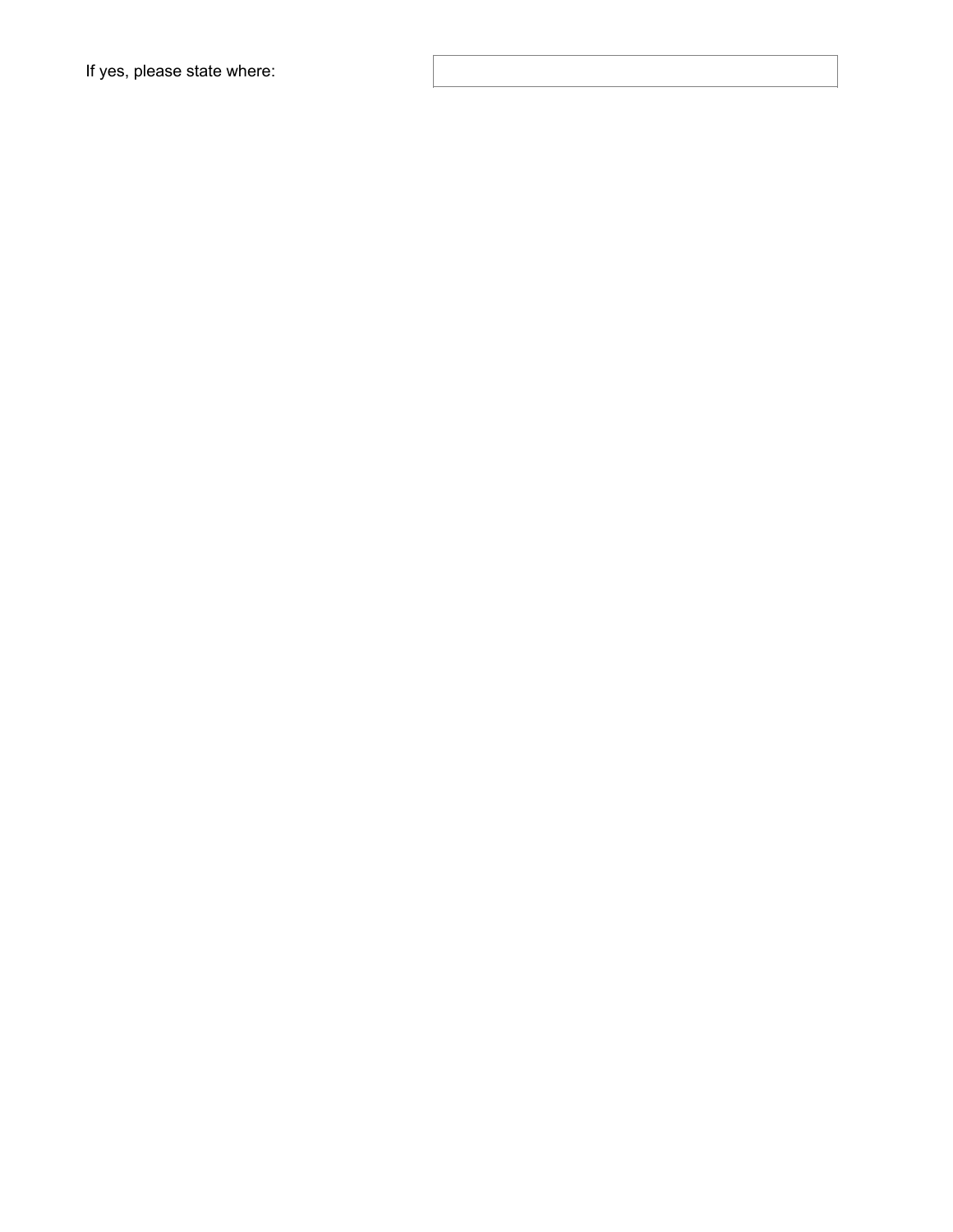If yes, please state where: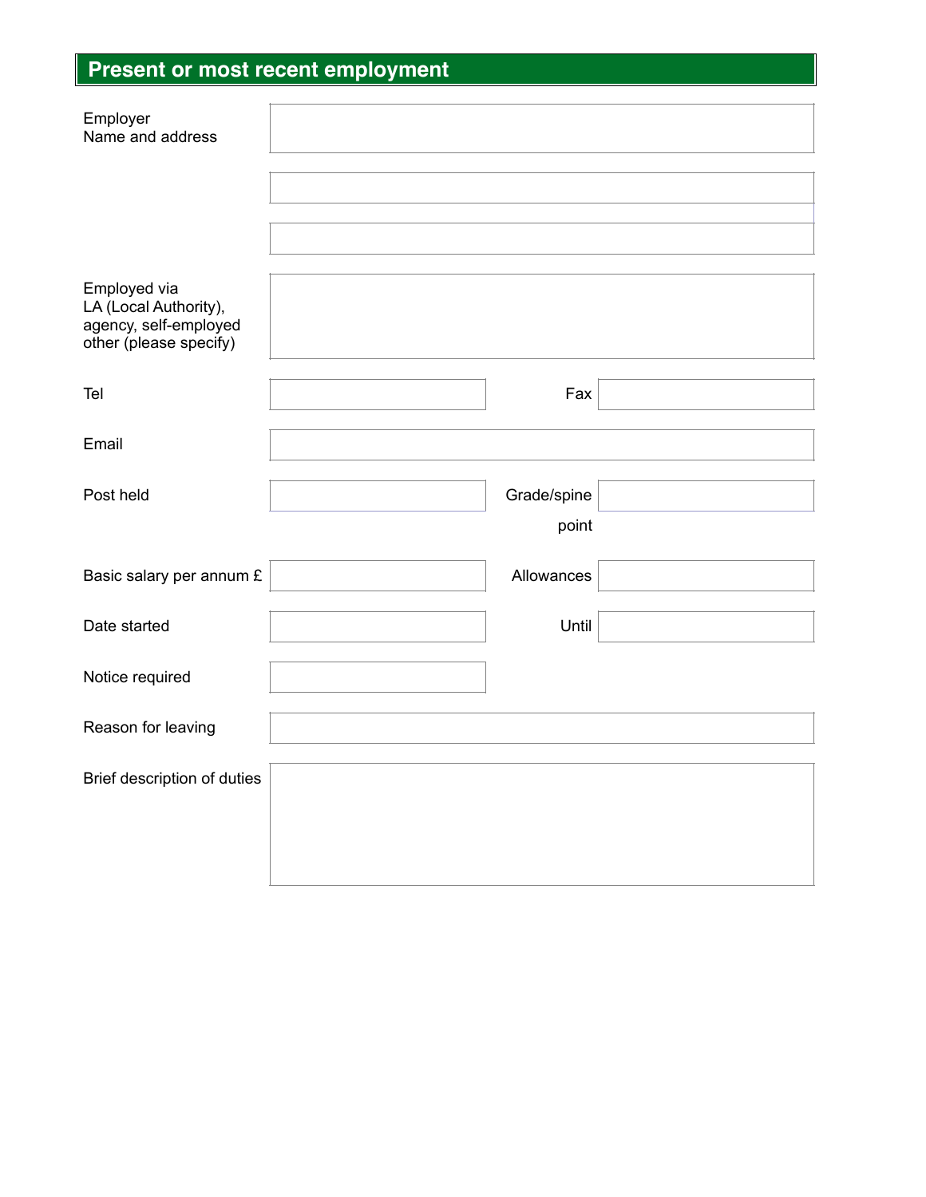## Present or most recent employment

| | | | |
|---|---|---|---|
| Employer Name and address | | | |
| | | | |
| | | | |
| Employed via LA (Local Authority), agency, self-employed other (please specify) | | | |
| Tel | | Fax | |
| Email | | | |
| Post held | | Grade/spine point | |
| Basic salary per annum £ | | Allowances | |
| Date started | | Until | |
| Notice required | | | |
| Reason for leaving | | | |
| Brief description of duties | | | |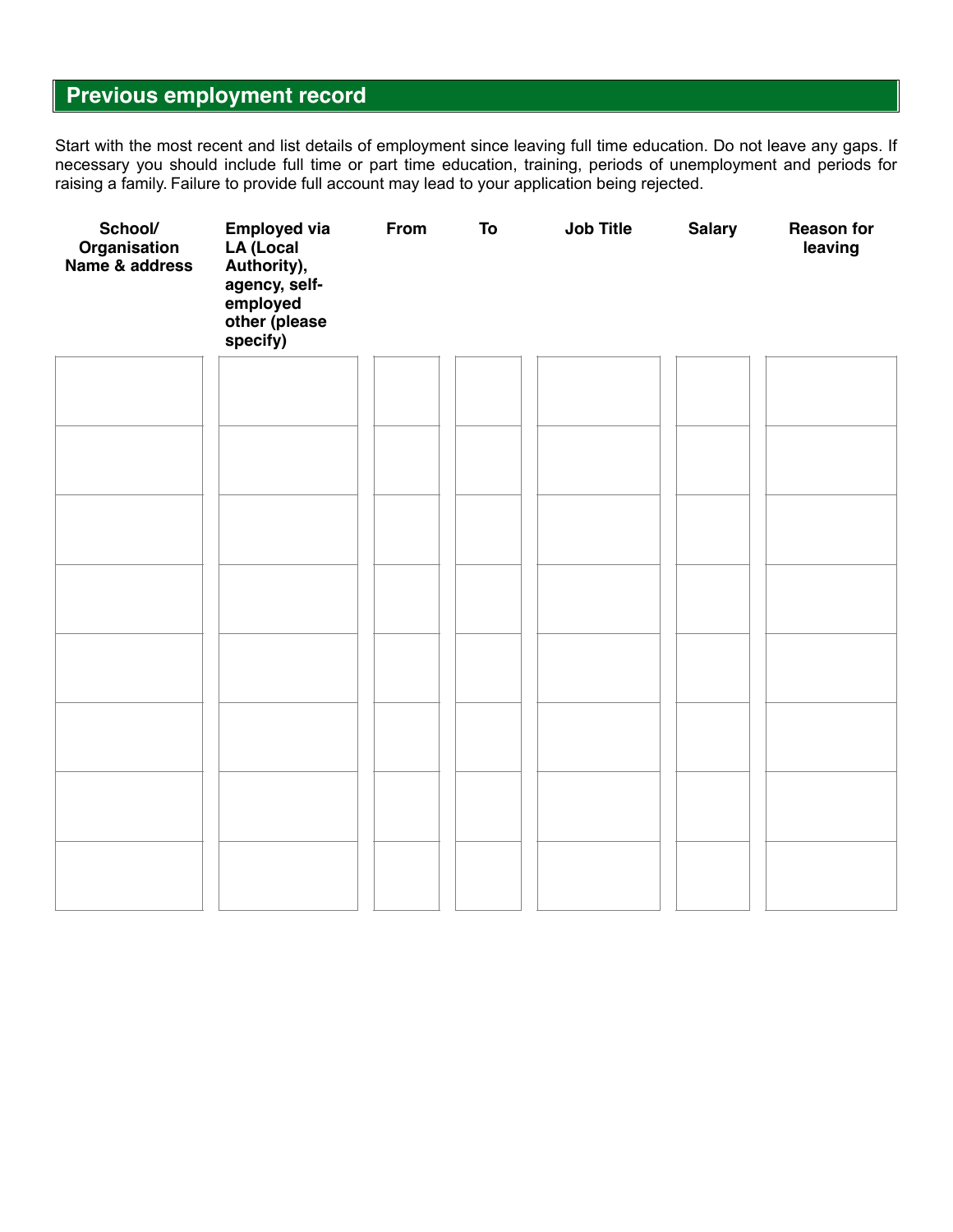## Previous employment record

Start with the most recent and list details of employment since leaving full time education. Do not leave any gaps. If necessary you should include full time or part time education, training, periods of unemployment and periods for raising a family. Failure to provide full account may lead to your application being rejected.

| School/ Organisation Name & address | Employed via LA (Local Authority), agency, self-employed other (please specify) | From | To | Job Title | Salary | Reason for leaving |
|---|---|---|---|---|---|---|
| | | | | | | |
| | | | | | | |
| | | | | | | |
| | | | | | | |
| | | | | | | |
| | | | | | | |
| | | | | | | |
| | | | | | | |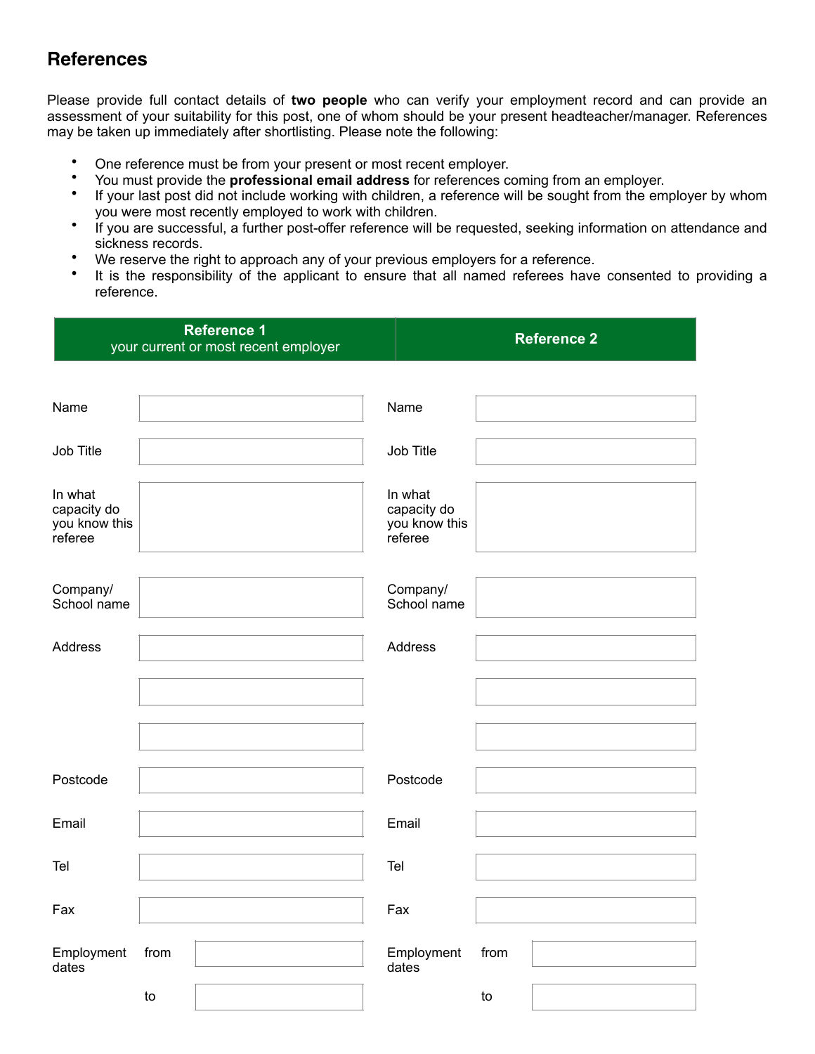## References

Please provide full contact details of **two people** who can verify your employment record and can provide an assessment of your suitability for this post, one of whom should be your present headteacher/manager. References may be taken up immediately after shortlisting. Please note the following:

- One reference must be from your present or most recent employer.
- You must provide the **professional email address** for references coming from an employer.
- If your last post did not include working with children, a reference will be sought from the employer by whom you were most recently employed to work with children.
- If you are successful, a further post-offer reference will be requested, seeking information on attendance and sickness records.
- We reserve the right to approach any of your previous employers for a reference.
- It is the responsibility of the applicant to ensure that all named referees have consented to providing a reference.

| **Reference 1** your current or most recent employer | | | **Reference 2** | | |
|---|---|---|---|---|---|
| Name | | | Name | | |
| Job Title | | | Job Title | | |
| In what capacity do you know this referee | | | In what capacity do you know this referee | | |
| Company/ School name | | | Company/ School name | | |
| Address | | | Address | | |
| | | | | | |
| | | | | | |
| Postcode | | | Postcode | | |
| Email | | | Email | | |
| Tel | | | Tel | | |
| Fax | | | Fax | | |
| Employment dates | from | | Employment dates | from | |
| | to | | | to | |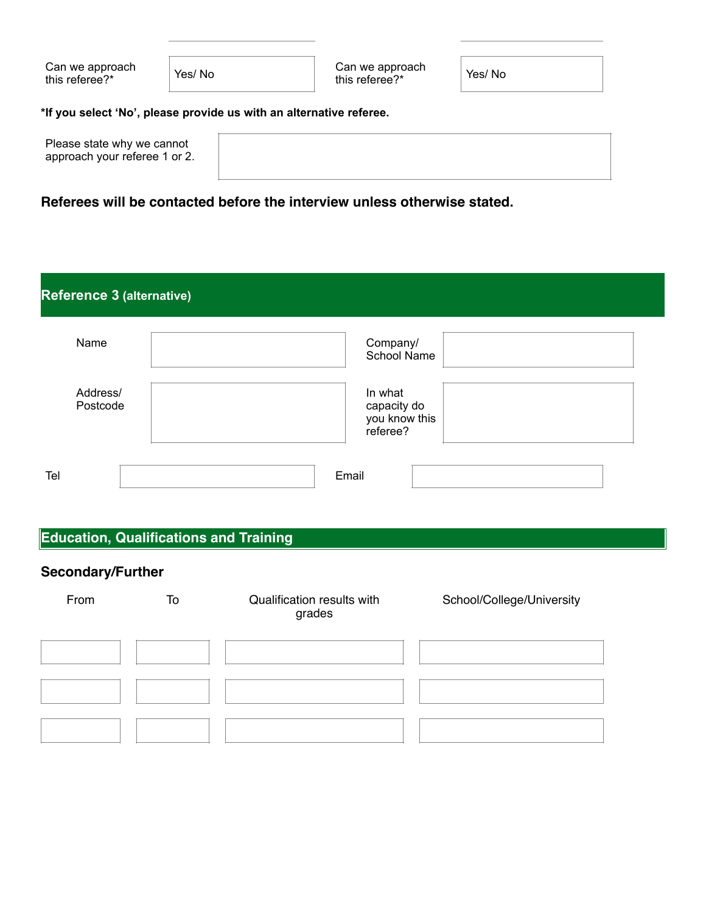| Can we approach this referee?* | Yes/ No | Can we approach this referee?* | Yes/ No |
|---|---|---|---|

**\*If you select 'No', please provide us with an alternative referee.**

| Please state why we cannot approach your referee 1 or 2. | |
|---|---|

**Referees will be contacted before the interview unless otherwise stated.**

## Reference 3 (alternative)

| Name | | Company/ School Name | |
|---|---|---|---|
| Address/ Postcode | | In what capacity do you know this referee? | |
| Tel | | Email | |

## Education, Qualifications and Training

### Secondary/Further

| From | To | Qualification results with grades | School/College/University |
|---|---|---|---|
| | | | |
| | | | |
| | | | |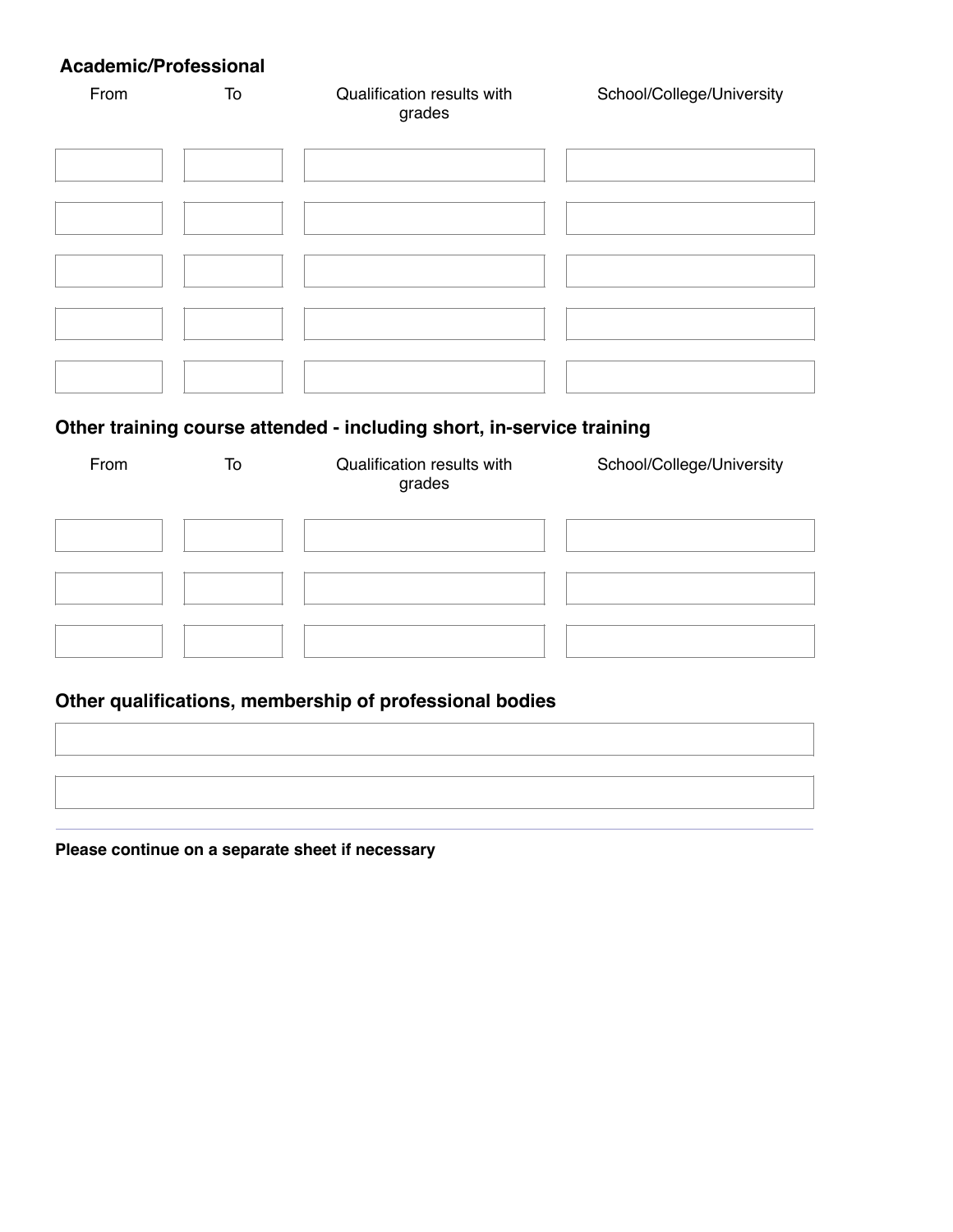## Academic/Professional

| From | To | Qualification results with grades | School/College/University |
| --- | --- | --- | --- |
| | | | |
| | | | |
| | | | |
| | | | |
| | | | |

## Other training course attended - including short, in-service training

| From | To | Qualification results with grades | School/College/University |
| --- | --- | --- | --- |
| | | | |
| | | | |
| | | | |

## Other qualifications, membership of professional bodies

| |
| --- |
| |
| |

**Please continue on a separate sheet if necessary**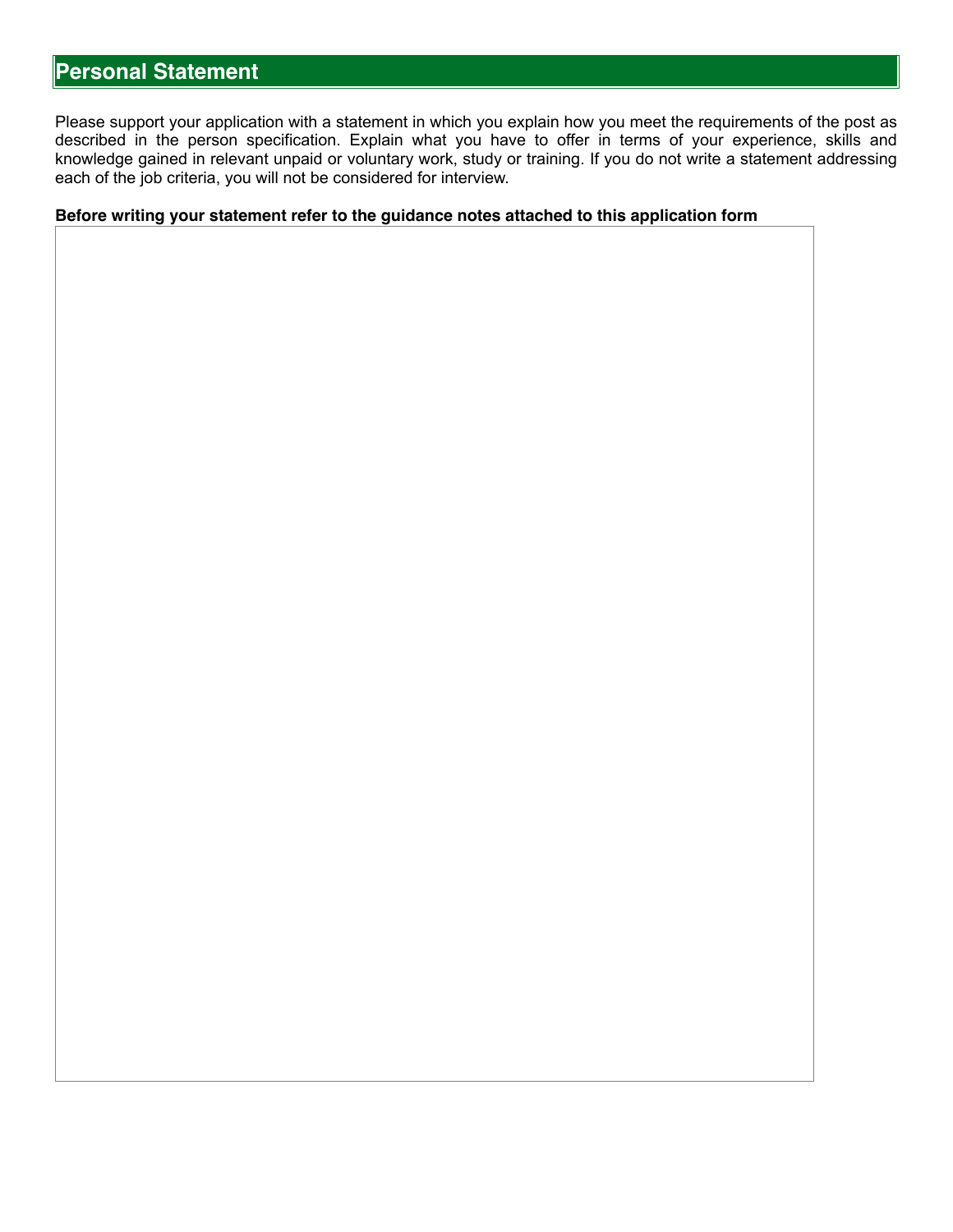## Personal Statement

Please support your application with a statement in which you explain how you meet the requirements of the post as described in the person specification. Explain what you have to offer in terms of your experience, skills and knowledge gained in relevant unpaid or voluntary work, study or training. If you do not write a statement addressing each of the job criteria, you will not be considered for interview.

**Before writing your statement refer to the guidance notes attached to this application form**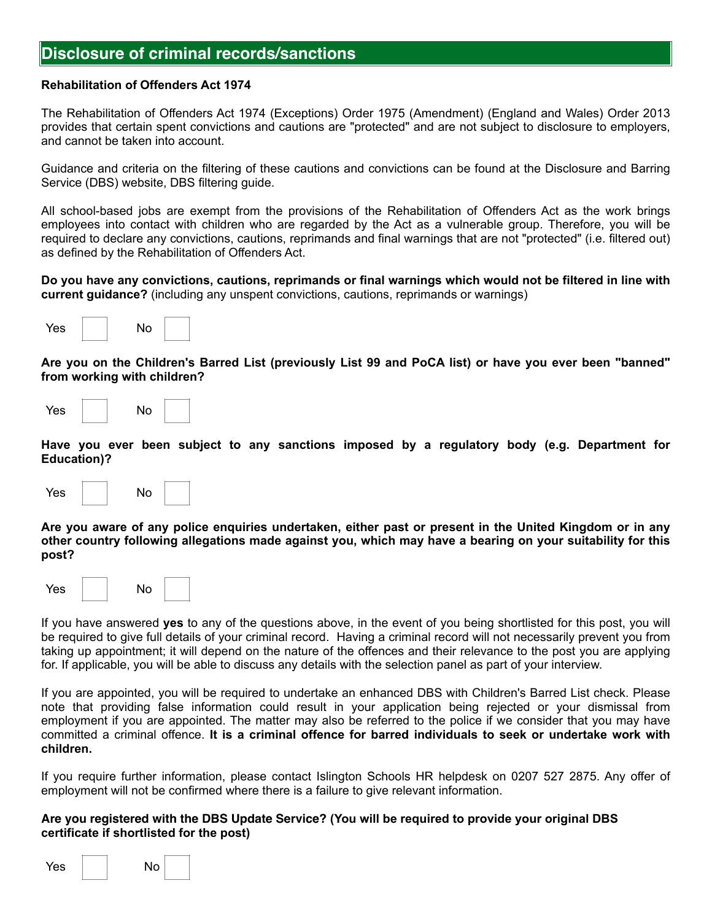## Disclosure of criminal records/sanctions

**Rehabilitation of Offenders Act 1974**

The Rehabilitation of Offenders Act 1974 (Exceptions) Order 1975 (Amendment) (England and Wales) Order 2013 provides that certain spent convictions and cautions are "protected" and are not subject to disclosure to employers, and cannot be taken into account.

Guidance and criteria on the filtering of these cautions and convictions can be found at the Disclosure and Barring Service (DBS) website, DBS filtering guide.

All school-based jobs are exempt from the provisions of the Rehabilitation of Offenders Act as the work brings employees into contact with children who are regarded by the Act as a vulnerable group. Therefore, you will be required to declare any convictions, cautions, reprimands and final warnings that are not "protected" (i.e. filtered out) as defined by the Rehabilitation of Offenders Act.

**Do you have any convictions, cautions, reprimands or final warnings which would not be filtered in line with current guidance?** (including any unspent convictions, cautions, reprimands or warnings)

Yes ☐ No ☐

**Are you on the Children's Barred List (previously List 99 and PoCA list) or have you ever been "banned" from working with children?**

Yes ☐ No ☐

**Have you ever been subject to any sanctions imposed by a regulatory body (e.g. Department for Education)?**

Yes ☐ No ☐

**Are you aware of any police enquiries undertaken, either past or present in the United Kingdom or in any other country following allegations made against you, which may have a bearing on your suitability for this post?**

Yes ☐ No ☐

If you have answered **yes** to any of the questions above, in the event of you being shortlisted for this post, you will be required to give full details of your criminal record. Having a criminal record will not necessarily prevent you from taking up appointment; it will depend on the nature of the offences and their relevance to the post you are applying for. If applicable, you will be able to discuss any details with the selection panel as part of your interview.

If you are appointed, you will be required to undertake an enhanced DBS with Children's Barred List check. Please note that providing false information could result in your application being rejected or your dismissal from employment if you are appointed. The matter may also be referred to the police if we consider that you may have committed a criminal offence. **It is a criminal offence for barred individuals to seek or undertake work with children.**

If you require further information, please contact Islington Schools HR helpdesk on 0207 527 2875. Any offer of employment will not be confirmed where there is a failure to give relevant information.

**Are you registered with the DBS Update Service? (You will be required to provide your original DBS certificate if shortlisted for the post)**

Yes ☐ No ☐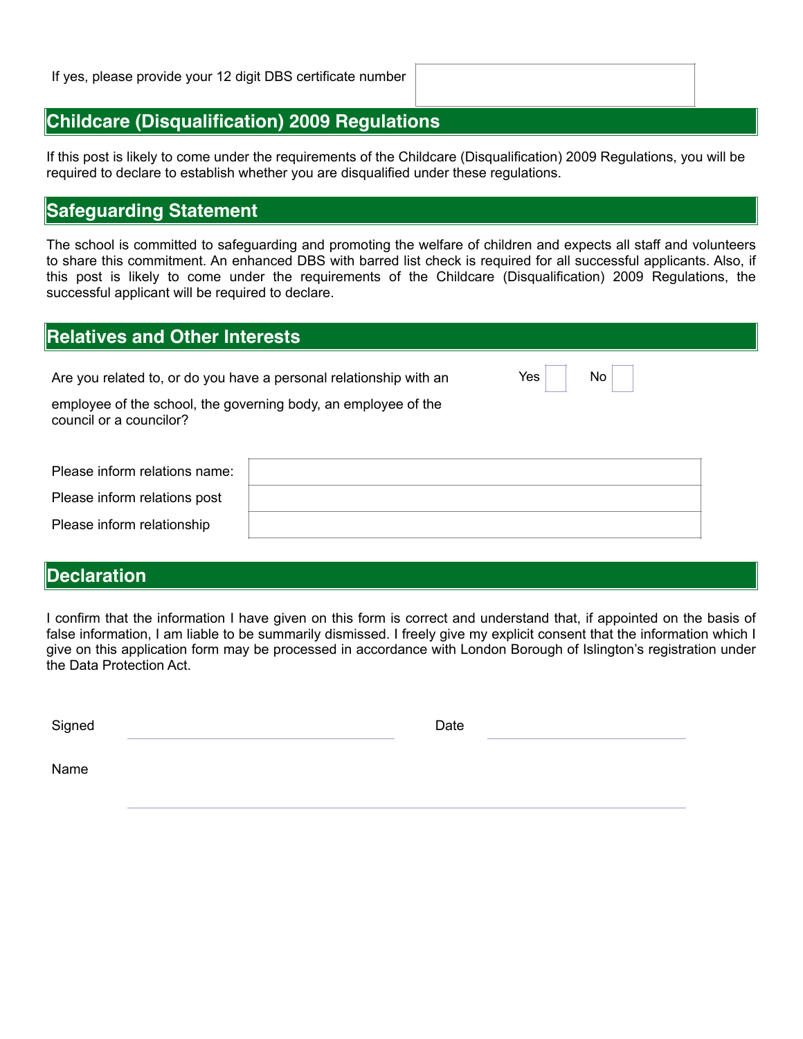If yes, please provide your 12 digit DBS certificate number

## Childcare (Disqualification) 2009 Regulations

If this post is likely to come under the requirements of the Childcare (Disqualification) 2009 Regulations, you will be required to declare to establish whether you are disqualified under these regulations.

## Safeguarding Statement

The school is committed to safeguarding and promoting the welfare of children and expects all staff and volunteers to share this commitment. An enhanced DBS with barred list check is required for all successful applicants. Also, if this post is likely to come under the requirements of the Childcare (Disqualification) 2009 Regulations, the successful applicant will be required to declare.

## Relatives and Other Interests

Are you related to, or do you have a personal relationship with an employee of the school, the governing body, an employee of the council or a councilor?

Yes ☐ No ☐

| | |
|---|---|
| Please inform relations name: | |
| Please inform relations post | |
| Please inform relationship | |

## Declaration

I confirm that the information I have given on this form is correct and understand that, if appointed on the basis of false information, I am liable to be summarily dismissed. I freely give my explicit consent that the information which I give on this application form may be processed in accordance with London Borough of Islington's registration under the Data Protection Act.

Signed ______________________ Date ______________________

Name ______________________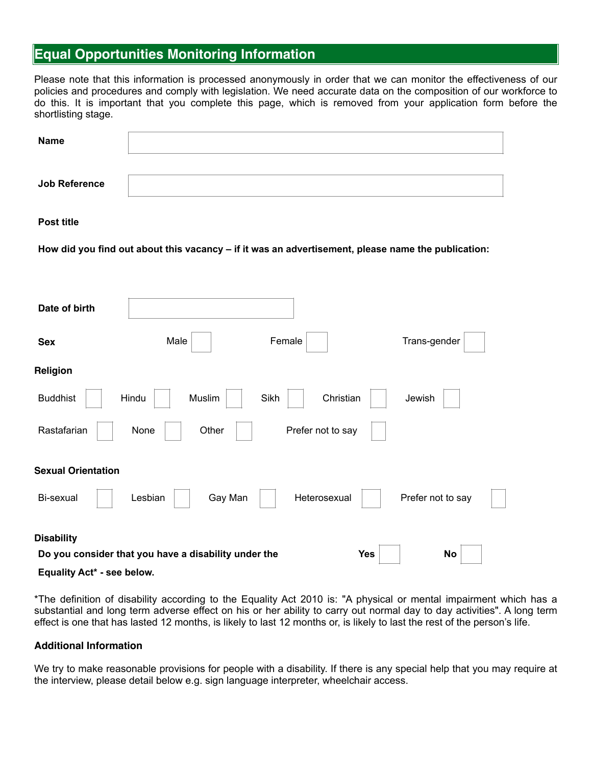## Equal Opportunities Monitoring Information

Please note that this information is processed anonymously in order that we can monitor the effectiveness of our policies and procedures and comply with legislation. We need accurate data on the composition of our workforce to do this. It is important that you complete this page, which is removed from your application form before the shortlisting stage.

**Name** ____________________

**Job Reference** ____________________

**Post title**

**How did you find out about this vacancy – if it was an advertisement, please name the publication:**

**Date of birth** ____________________

**Sex**

Male ☐ Female ☐ Trans-gender ☐

**Religion**

Buddhist ☐ Hindu ☐ Muslim ☐ Sikh ☐ Christian ☐ Jewish ☐

Rastafarian ☐ None ☐ Other ☐ Prefer not to say ☐

**Sexual Orientation**

Bi-sexual ☐ Lesbian ☐ Gay Man ☐ Heterosexual ☐ Prefer not to say ☐

**Disability**

**Do you consider that you have a disability under the Equality Act* - see below.** **Yes** ☐ **No** ☐

*The definition of disability according to the Equality Act 2010 is: "A physical or mental impairment which has a substantial and long term adverse effect on his or her ability to carry out normal day to day activities". A long term effect is one that has lasted 12 months, is likely to last 12 months or, is likely to last the rest of the person's life.

**Additional Information**

We try to make reasonable provisions for people with a disability. If there is any special help that you may require at the interview, please detail below e.g. sign language interpreter, wheelchair access.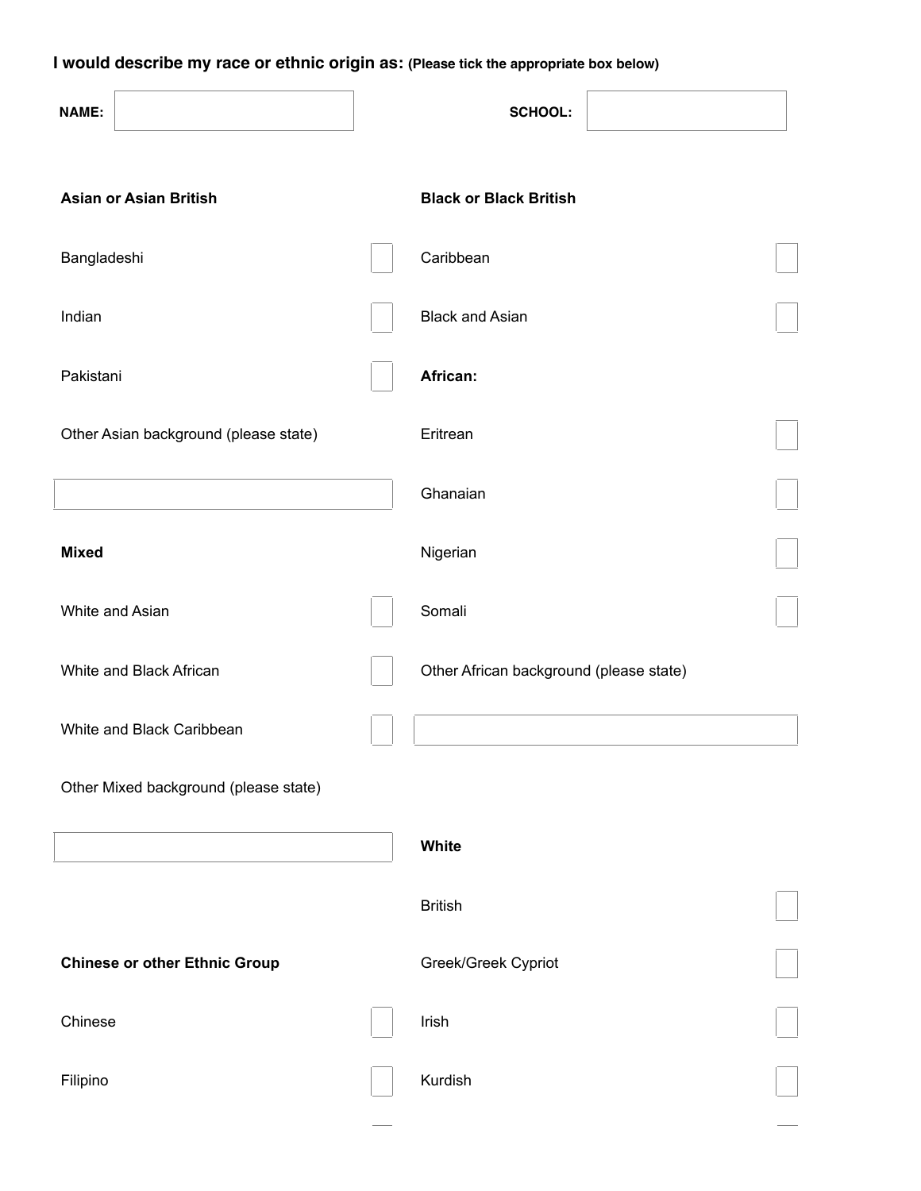**I would describe my race or ethnic origin as:** **(Please tick the appropriate box below)**

**NAME:** ☐ **SCHOOL:** ☐

**Asian or Asian British**

- Bangladeshi ☐
- Indian ☐
- Pakistani ☐
- Other Asian background (please state) ☐

**Mixed**

- White and Asian ☐
- White and Black African ☐
- White and Black Caribbean ☐
- Other Mixed background (please state) ☐

**Chinese or other Ethnic Group**

- Chinese ☐
- Filipino ☐

**Black or Black British**

- Caribbean ☐
- Black and Asian ☐

**African:**

- Eritrean ☐
- Ghanaian ☐
- Nigerian ☐
- Somali ☐
- Other African background (please state) ☐

**White**

- British ☐
- Greek/Greek Cypriot ☐
- Irish ☐
- Kurdish ☐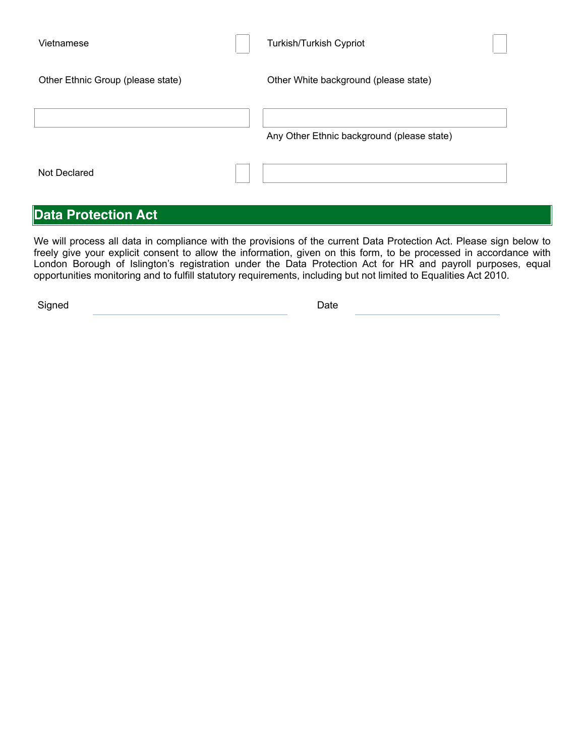| | | | |
|---|---|---|---|
| Vietnamese | ☐ | Turkish/Turkish Cypriot | ☐ |
| Other Ethnic Group (please state) | | Other White background (please state) | |
| ______________________ | | ______________________ | |
| | | Any Other Ethnic background (please state) | |
| Not Declared | ☐ | ______________________ | |

## Data Protection Act

We will process all data in compliance with the provisions of the current Data Protection Act. Please sign below to freely give your explicit consent to allow the information, given on this form, to be processed in accordance with London Borough of Islington's registration under the Data Protection Act for HR and payroll purposes, equal opportunities monitoring and to fulfill statutory requirements, including but not limited to Equalities Act 2010.

Signed ______________________ Date ______________________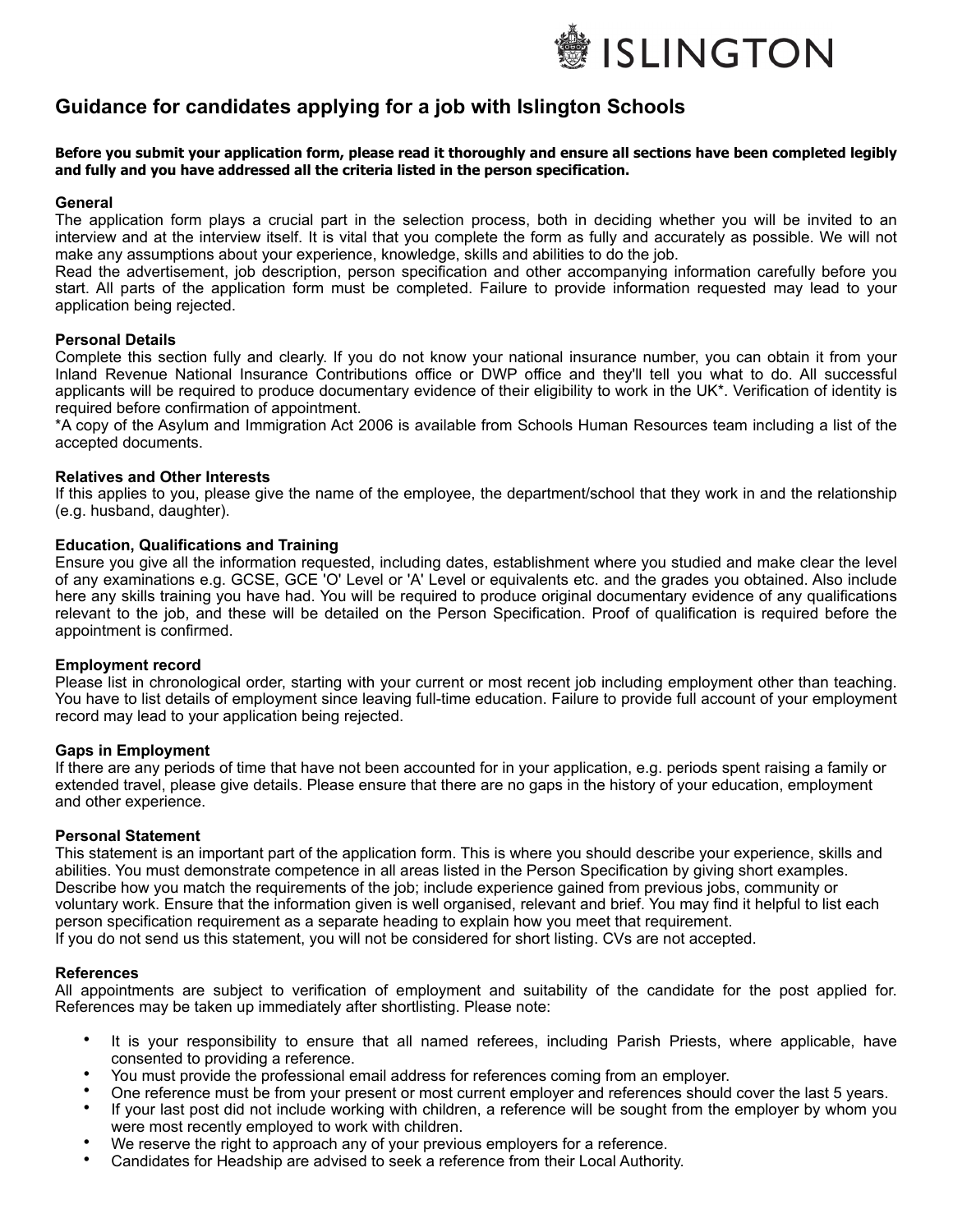ISLINGTON

# Guidance for candidates applying for a job with Islington Schools

**Before you submit your application form, please read it thoroughly and ensure all sections have been completed legibly and fully and you have addressed all the criteria listed in the person specification.**

### General

The application form plays a crucial part in the selection process, both in deciding whether you will be invited to an interview and at the interview itself. It is vital that you complete the form as fully and accurately as possible. We will not make any assumptions about your experience, knowledge, skills and abilities to do the job.

Read the advertisement, job description, person specification and other accompanying information carefully before you start. All parts of the application form must be completed. Failure to provide information requested may lead to your application being rejected.

### Personal Details

Complete this section fully and clearly. If you do not know your national insurance number, you can obtain it from your Inland Revenue National Insurance Contributions office or DWP office and they'll tell you what to do. All successful applicants will be required to produce documentary evidence of their eligibility to work in the UK*. Verification of identity is required before confirmation of appointment.

*A copy of the Asylum and Immigration Act 2006 is available from Schools Human Resources team including a list of the accepted documents.

### Relatives and Other Interests

If this applies to you, please give the name of the employee, the department/school that they work in and the relationship (e.g. husband, daughter).

### Education, Qualifications and Training

Ensure you give all the information requested, including dates, establishment where you studied and make clear the level of any examinations e.g. GCSE, GCE 'O' Level or 'A' Level or equivalents etc. and the grades you obtained. Also include here any skills training you have had. You will be required to produce original documentary evidence of any qualifications relevant to the job, and these will be detailed on the Person Specification. Proof of qualification is required before the appointment is confirmed.

### Employment record

Please list in chronological order, starting with your current or most recent job including employment other than teaching. You have to list details of employment since leaving full-time education. Failure to provide full account of your employment record may lead to your application being rejected.

### Gaps in Employment

If there are any periods of time that have not been accounted for in your application, e.g. periods spent raising a family or extended travel, please give details. Please ensure that there are no gaps in the history of your education, employment and other experience.

### Personal Statement

This statement is an important part of the application form. This is where you should describe your experience, skills and abilities. You must demonstrate competence in all areas listed in the Person Specification by giving short examples. Describe how you match the requirements of the job; include experience gained from previous jobs, community or voluntary work. Ensure that the information given is well organised, relevant and brief. You may find it helpful to list each person specification requirement as a separate heading to explain how you meet that requirement.

If you do not send us this statement, you will not be considered for short listing. CVs are not accepted.

### References

All appointments are subject to verification of employment and suitability of the candidate for the post applied for. References may be taken up immediately after shortlisting. Please note:

- It is your responsibility to ensure that all named referees, including Parish Priests, where applicable, have consented to providing a reference.
- You must provide the professional email address for references coming from an employer.
- One reference must be from your present or most current employer and references should cover the last 5 years.
- If your last post did not include working with children, a reference will be sought from the employer by whom you were most recently employed to work with children.
- We reserve the right to approach any of your previous employers for a reference.
- Candidates for Headship are advised to seek a reference from their Local Authority.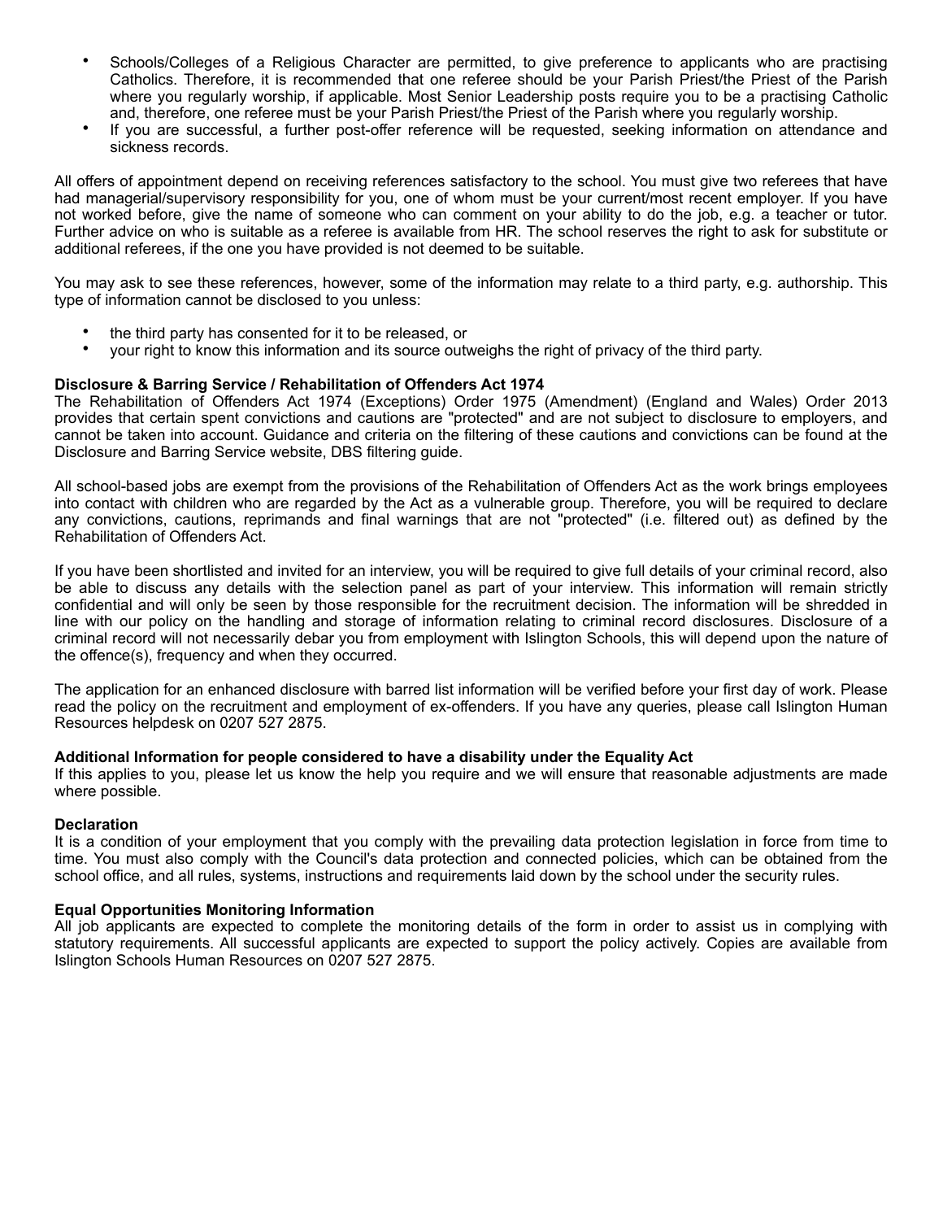- Schools/Colleges of a Religious Character are permitted, to give preference to applicants who are practising Catholics. Therefore, it is recommended that one referee should be your Parish Priest/the Priest of the Parish where you regularly worship, if applicable. Most Senior Leadership posts require you to be a practising Catholic and, therefore, one referee must be your Parish Priest/the Priest of the Parish where you regularly worship.
- If you are successful, a further post-offer reference will be requested, seeking information on attendance and sickness records.

All offers of appointment depend on receiving references satisfactory to the school. You must give two referees that have had managerial/supervisory responsibility for you, one of whom must be your current/most recent employer. If you have not worked before, give the name of someone who can comment on your ability to do the job, e.g. a teacher or tutor. Further advice on who is suitable as a referee is available from HR. The school reserves the right to ask for substitute or additional referees, if the one you have provided is not deemed to be suitable.

You may ask to see these references, however, some of the information may relate to a third party, e.g. authorship. This type of information cannot be disclosed to you unless:

- the third party has consented for it to be released, or
- your right to know this information and its source outweighs the right of privacy of the third party.

**Disclosure & Barring Service / Rehabilitation of Offenders Act 1974**
The Rehabilitation of Offenders Act 1974 (Exceptions) Order 1975 (Amendment) (England and Wales) Order 2013 provides that certain spent convictions and cautions are "protected" and are not subject to disclosure to employers, and cannot be taken into account. Guidance and criteria on the filtering of these cautions and convictions can be found at the Disclosure and Barring Service website, DBS filtering guide.

All school-based jobs are exempt from the provisions of the Rehabilitation of Offenders Act as the work brings employees into contact with children who are regarded by the Act as a vulnerable group. Therefore, you will be required to declare any convictions, cautions, reprimands and final warnings that are not "protected" (i.e. filtered out) as defined by the Rehabilitation of Offenders Act.

If you have been shortlisted and invited for an interview, you will be required to give full details of your criminal record, also be able to discuss any details with the selection panel as part of your interview. This information will remain strictly confidential and will only be seen by those responsible for the recruitment decision. The information will be shredded in line with our policy on the handling and storage of information relating to criminal record disclosures. Disclosure of a criminal record will not necessarily debar you from employment with Islington Schools, this will depend upon the nature of the offence(s), frequency and when they occurred.

The application for an enhanced disclosure with barred list information will be verified before your first day of work. Please read the policy on the recruitment and employment of ex-offenders. If you have any queries, please call Islington Human Resources helpdesk on 0207 527 2875.

**Additional Information for people considered to have a disability under the Equality Act**
If this applies to you, please let us know the help you require and we will ensure that reasonable adjustments are made where possible.

**Declaration**
It is a condition of your employment that you comply with the prevailing data protection legislation in force from time to time. You must also comply with the Council's data protection and connected policies, which can be obtained from the school office, and all rules, systems, instructions and requirements laid down by the school under the security rules.

**Equal Opportunities Monitoring Information**
All job applicants are expected to complete the monitoring details of the form in order to assist us in complying with statutory requirements. All successful applicants are expected to support the policy actively. Copies are available from Islington Schools Human Resources on 0207 527 2875.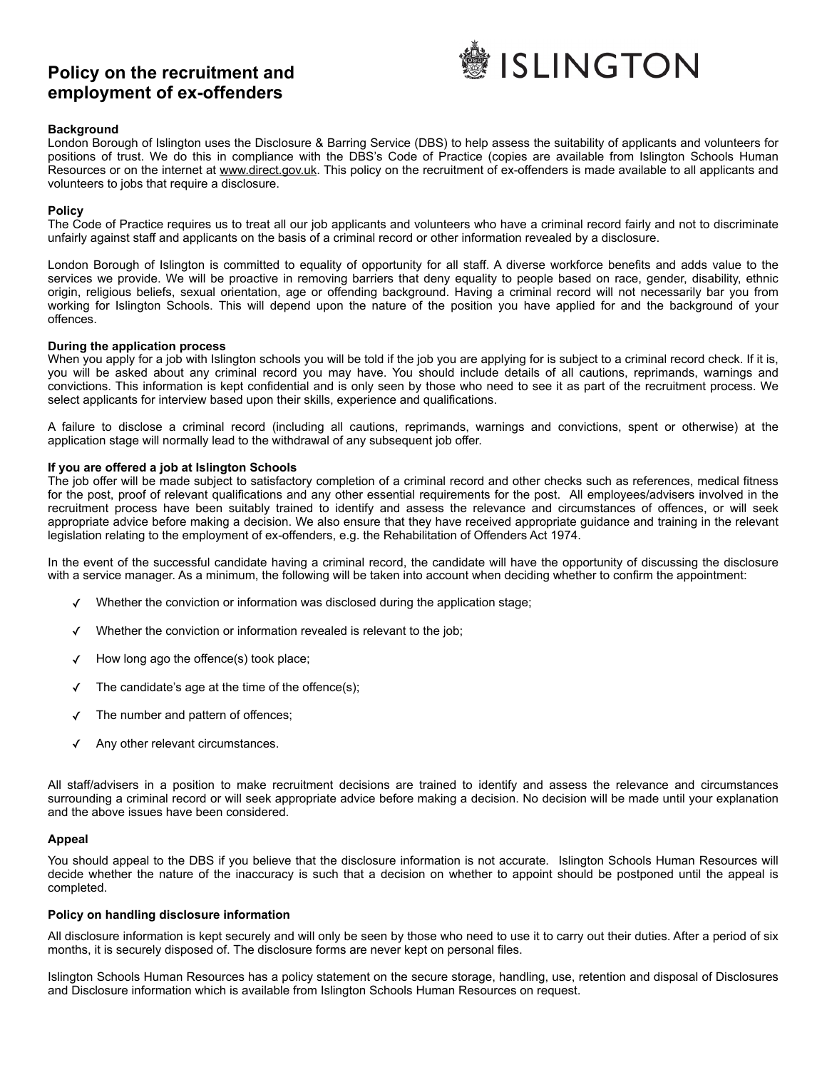# Policy on the recruitment and employment of ex-offenders

ISLINGTON

**Background**
London Borough of Islington uses the Disclosure & Barring Service (DBS) to help assess the suitability of applicants and volunteers for positions of trust. We do this in compliance with the DBS's Code of Practice (copies are available from Islington Schools Human Resources or on the internet at www.direct.gov.uk. This policy on the recruitment of ex-offenders is made available to all applicants and volunteers to jobs that require a disclosure.

**Policy**
The Code of Practice requires us to treat all our job applicants and volunteers who have a criminal record fairly and not to discriminate unfairly against staff and applicants on the basis of a criminal record or other information revealed by a disclosure.

London Borough of Islington is committed to equality of opportunity for all staff. A diverse workforce benefits and adds value to the services we provide. We will be proactive in removing barriers that deny equality to people based on race, gender, disability, ethnic origin, religious beliefs, sexual orientation, age or offending background. Having a criminal record will not necessarily bar you from working for Islington Schools. This will depend upon the nature of the position you have applied for and the background of your offences.

**During the application process**
When you apply for a job with Islington schools you will be told if the job you are applying for is subject to a criminal record check. If it is, you will be asked about any criminal record you may have. You should include details of all cautions, reprimands, warnings and convictions. This information is kept confidential and is only seen by those who need to see it as part of the recruitment process. We select applicants for interview based upon their skills, experience and qualifications.

A failure to disclose a criminal record (including all cautions, reprimands, warnings and convictions, spent or otherwise) at the application stage will normally lead to the withdrawal of any subsequent job offer.

**If you are offered a job at Islington Schools**
The job offer will be made subject to satisfactory completion of a criminal record and other checks such as references, medical fitness for the post, proof of relevant qualifications and any other essential requirements for the post. All employees/advisers involved in the recruitment process have been suitably trained to identify and assess the relevance and circumstances of offences, or will seek appropriate advice before making a decision. We also ensure that they have received appropriate guidance and training in the relevant legislation relating to the employment of ex-offenders, e.g. the Rehabilitation of Offenders Act 1974.

In the event of the successful candidate having a criminal record, the candidate will have the opportunity of discussing the disclosure with a service manager. As a minimum, the following will be taken into account when deciding whether to confirm the appointment:

- ✓ Whether the conviction or information was disclosed during the application stage;
- ✓ Whether the conviction or information revealed is relevant to the job;
- ✓ How long ago the offence(s) took place;
- ✓ The candidate's age at the time of the offence(s);
- ✓ The number and pattern of offences;
- ✓ Any other relevant circumstances.

All staff/advisers in a position to make recruitment decisions are trained to identify and assess the relevance and circumstances surrounding a criminal record or will seek appropriate advice before making a decision. No decision will be made until your explanation and the above issues have been considered.

**Appeal**

You should appeal to the DBS if you believe that the disclosure information is not accurate. Islington Schools Human Resources will decide whether the nature of the inaccuracy is such that a decision on whether to appoint should be postponed until the appeal is completed.

**Policy on handling disclosure information**

All disclosure information is kept securely and will only be seen by those who need to use it to carry out their duties. After a period of six months, it is securely disposed of. The disclosure forms are never kept on personal files.

Islington Schools Human Resources has a policy statement on the secure storage, handling, use, retention and disposal of Disclosures and Disclosure information which is available from Islington Schools Human Resources on request.